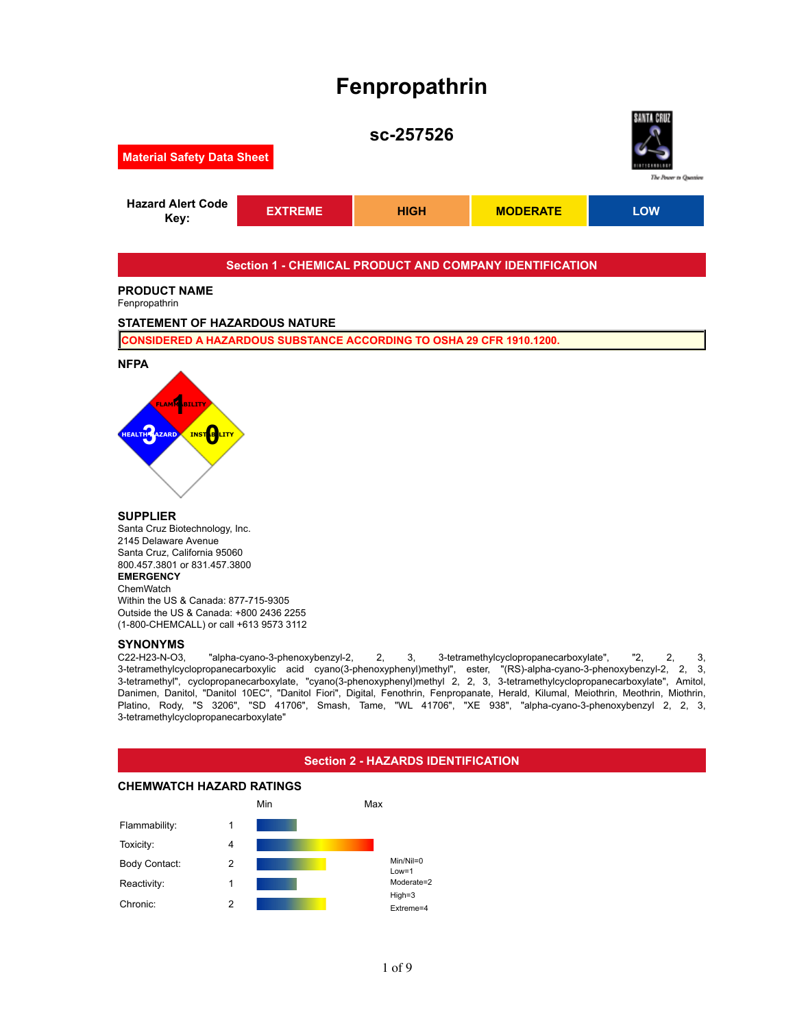# Fenpropathrin

## sc-257526

**Material Safety Data Sheet**

| Hazard Alert Code Key: | EXTREME | HIGH | MODERATE | LOW |
|---|---|---|---|---|

## Section 1 - CHEMICAL PRODUCT AND COMPANY IDENTIFICATION

### PRODUCT NAME

Fenpropathrin

### STATEMENT OF HAZARDOUS NATURE

**CONSIDERED A HAZARDOUS SUBSTANCE ACCORDING TO OSHA 29 CFR 1910.1200.**

### NFPA

FLAMMABILITY 1
HEALTH HAZARD 3
INSTABILITY 0

### SUPPLIER

Santa Cruz Biotechnology, Inc.
2145 Delaware Avenue
Santa Cruz, California 95060
800.457.3801 or 831.457.3800

**EMERGENCY**

ChemWatch
Within the US & Canada: 877-715-9305
Outside the US & Canada: +800 2436 2255
(1-800-CHEMCALL) or call +613 9573 3112

### SYNONYMS

C22-H23-N-O3, "alpha-cyano-3-phenoxybenzyl-2, 2, 3, 3-tetramethylcyclopropanecarboxylate", "2, 2, 3, 3-tetramethylcyclopropanecarboxylic acid cyano(3-phenoxyphenyl)methyl", ester, "(RS)-alpha-cyano-3-phenoxybenzyl-2, 2, 3, 3-tetramethyl", cyclopropanecarboxylate, "cyano(3-phenoxyphenyl)methyl 2, 2, 3, 3-tetramethylcyclopropanecarboxylate", Amitol, Danimen, Danitol, "Danitol 10EC", "Danitol Fiori", Digital, Fenothrin, Fenpropanate, Herald, Kilumal, Meiothrin, Meothrin, Miothrin, Platino, Rody, "S 3206", "SD 41706", Smash, Tame, "WL 41706", "XE 938", "alpha-cyano-3-phenoxybenzyl 2, 2, 3, 3-tetramethylcyclopropanecarboxylate"

## Section 2 - HAZARDS IDENTIFICATION

### CHEMWATCH HAZARD RATINGS

| | | Min | Max |
|---|---|---|---|
| Flammability: | 1 | | |
| Toxicity: | 4 | | |
| Body Contact: | 2 | | |
| Reactivity: | 1 | | |
| Chronic: | 2 | | |

Min/Nil=0
Low=1
Moderate=2
High=3
Extreme=4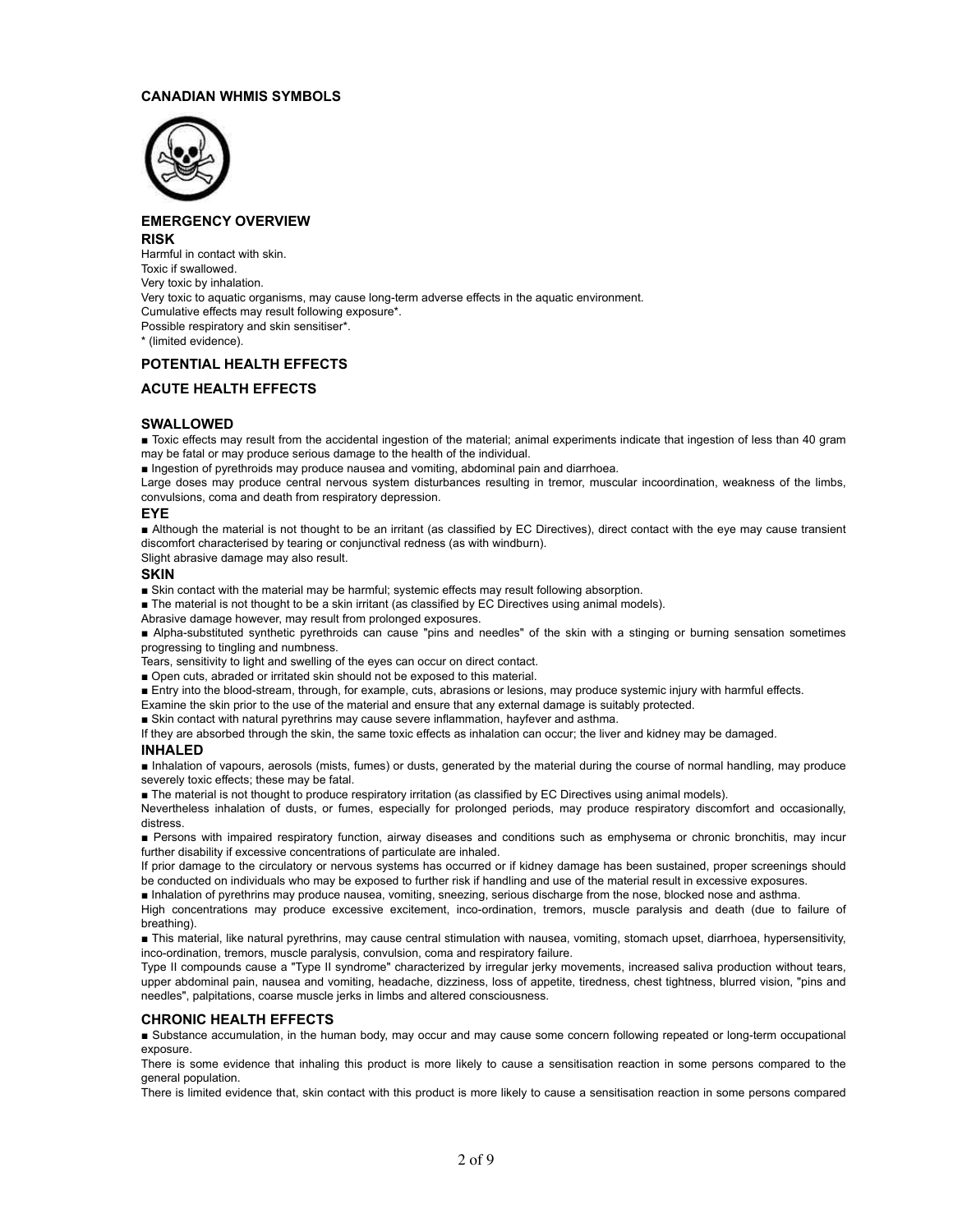## CANADIAN WHMIS SYMBOLS

## EMERGENCY OVERVIEW

### RISK

Harmful in contact with skin.
Toxic if swallowed.
Very toxic by inhalation.
Very toxic to aquatic organisms, may cause long-term adverse effects in the aquatic environment.
Cumulative effects may result following exposure*.
Possible respiratory and skin sensitiser*.
* (limited evidence).

## POTENTIAL HEALTH EFFECTS

## ACUTE HEALTH EFFECTS

### SWALLOWED

■ Toxic effects may result from the accidental ingestion of the material; animal experiments indicate that ingestion of less than 40 gram may be fatal or may produce serious damage to the health of the individual.

■ Ingestion of pyrethroids may produce nausea and vomiting, abdominal pain and diarrhoea.
Large doses may produce central nervous system disturbances resulting in tremor, muscular incoordination, weakness of the limbs, convulsions, coma and death from respiratory depression.

### EYE

■ Although the material is not thought to be an irritant (as classified by EC Directives), direct contact with the eye may cause transient discomfort characterised by tearing or conjunctival redness (as with windburn).
Slight abrasive damage may also result.

### SKIN

■ Skin contact with the material may be harmful; systemic effects may result following absorption.

■ The material is not thought to be a skin irritant (as classified by EC Directives using animal models).
Abrasive damage however, may result from prolonged exposures.

■ Alpha-substituted synthetic pyrethroids can cause "pins and needles" of the skin with a stinging or burning sensation sometimes progressing to tingling and numbness.
Tears, sensitivity to light and swelling of the eyes can occur on direct contact.

■ Open cuts, abraded or irritated skin should not be exposed to this material.

■ Entry into the blood-stream, through, for example, cuts, abrasions or lesions, may produce systemic injury with harmful effects.
Examine the skin prior to the use of the material and ensure that any external damage is suitably protected.

■ Skin contact with natural pyrethrins may cause severe inflammation, hayfever and asthma.
If they are absorbed through the skin, the same toxic effects as inhalation can occur; the liver and kidney may be damaged.

### INHALED

■ Inhalation of vapours, aerosols (mists, fumes) or dusts, generated by the material during the course of normal handling, may produce severely toxic effects; these may be fatal.

■ The material is not thought to produce respiratory irritation (as classified by EC Directives using animal models).
Nevertheless inhalation of dusts, or fumes, especially for prolonged periods, may produce respiratory discomfort and occasionally, distress.

■ Persons with impaired respiratory function, airway diseases and conditions such as emphysema or chronic bronchitis, may incur further disability if excessive concentrations of particulate are inhaled.
If prior damage to the circulatory or nervous systems has occurred or if kidney damage has been sustained, proper screenings should be conducted on individuals who may be exposed to further risk if handling and use of the material result in excessive exposures.

■ Inhalation of pyrethrins may produce nausea, vomiting, sneezing, serious discharge from the nose, blocked nose and asthma.
High concentrations may produce excessive excitement, inco-ordination, tremors, muscle paralysis and death (due to failure of breathing).

■ This material, like natural pyrethrins, may cause central stimulation with nausea, vomiting, stomach upset, diarrhoea, hypersensitivity, inco-ordination, tremors, muscle paralysis, convulsion, coma and respiratory failure.
Type II compounds cause a "Type II syndrome" characterized by irregular jerky movements, increased saliva production without tears, upper abdominal pain, nausea and vomiting, headache, dizziness, loss of appetite, tiredness, chest tightness, blurred vision, "pins and needles", palpitations, coarse muscle jerks in limbs and altered consciousness.

## CHRONIC HEALTH EFFECTS

■ Substance accumulation, in the human body, may occur and may cause some concern following repeated or long-term occupational exposure.
There is some evidence that inhaling this product is more likely to cause a sensitisation reaction in some persons compared to the general population.
There is limited evidence that, skin contact with this product is more likely to cause a sensitisation reaction in some persons compared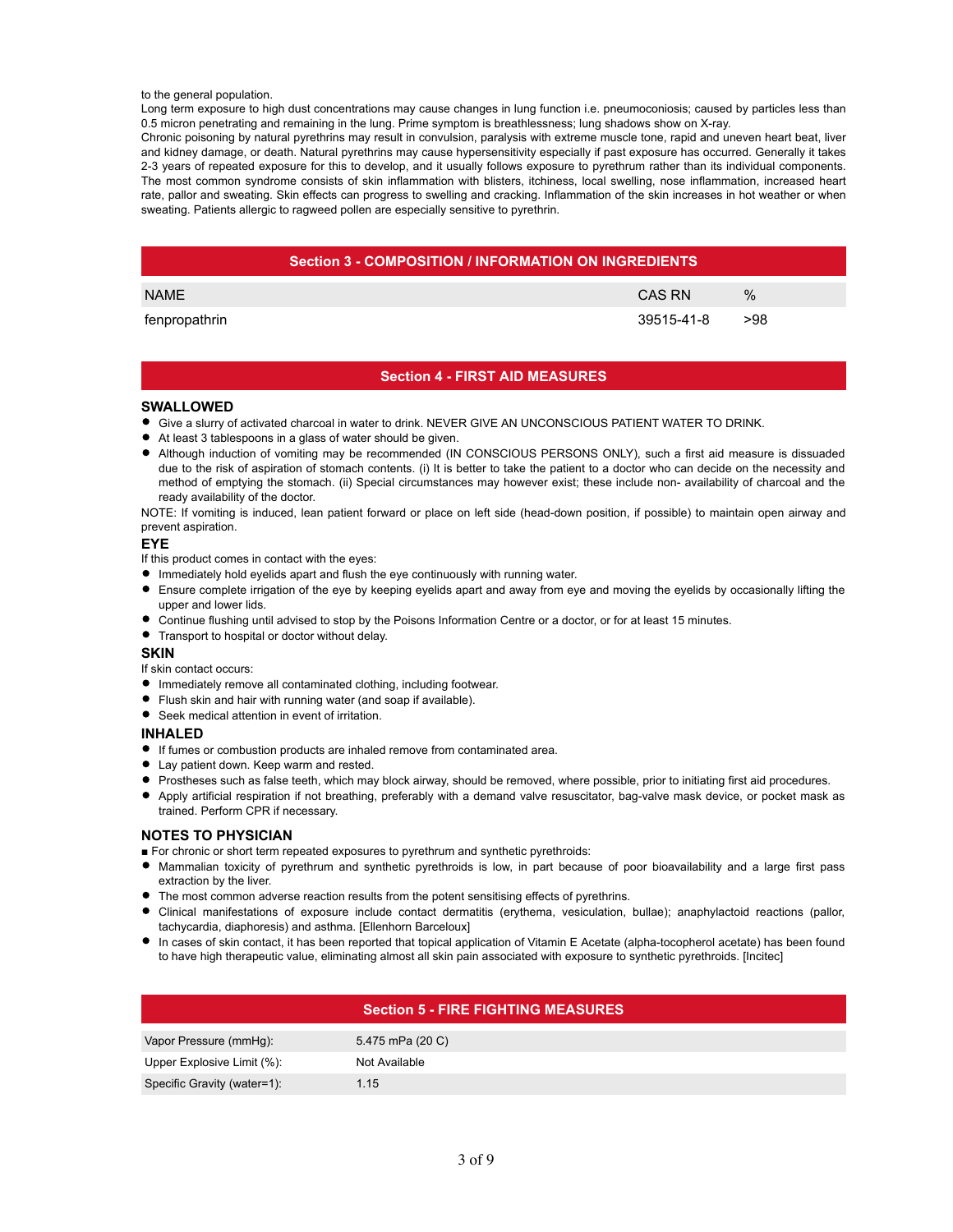to the general population.

Long term exposure to high dust concentrations may cause changes in lung function i.e. pneumoconiosis; caused by particles less than 0.5 micron penetrating and remaining in the lung. Prime symptom is breathlessness; lung shadows show on X-ray.

Chronic poisoning by natural pyrethrins may result in convulsion, paralysis with extreme muscle tone, rapid and uneven heart beat, liver and kidney damage, or death. Natural pyrethrins may cause hypersensitivity especially if past exposure has occurred. Generally it takes 2-3 years of repeated exposure for this to develop, and it usually follows exposure to pyrethrum rather than its individual components. The most common syndrome consists of skin inflammation with blisters, itchiness, local swelling, nose inflammation, increased heart rate, pallor and sweating. Skin effects can progress to swelling and cracking. Inflammation of the skin increases in hot weather or when sweating. Patients allergic to ragweed pollen are especially sensitive to pyrethrin.

## Section 3 - COMPOSITION / INFORMATION ON INGREDIENTS

| NAME | CAS RN | % |
|---|---|---|
| fenpropathrin | 39515-41-8 | >98 |

## Section 4 - FIRST AID MEASURES

### SWALLOWED

- Give a slurry of activated charcoal in water to drink. NEVER GIVE AN UNCONSCIOUS PATIENT WATER TO DRINK.
- At least 3 tablespoons in a glass of water should be given.
- Although induction of vomiting may be recommended (IN CONSCIOUS PERSONS ONLY), such a first aid measure is dissuaded due to the risk of aspiration of stomach contents. (i) It is better to take the patient to a doctor who can decide on the necessity and method of emptying the stomach. (ii) Special circumstances may however exist; these include non- availability of charcoal and the ready availability of the doctor.

NOTE: If vomiting is induced, lean patient forward or place on left side (head-down position, if possible) to maintain open airway and prevent aspiration.

### EYE

If this product comes in contact with the eyes:

- Immediately hold eyelids apart and flush the eye continuously with running water.
- Ensure complete irrigation of the eye by keeping eyelids apart and away from eye and moving the eyelids by occasionally lifting the upper and lower lids.
- Continue flushing until advised to stop by the Poisons Information Centre or a doctor, or for at least 15 minutes.
- Transport to hospital or doctor without delay.

### SKIN

If skin contact occurs:

- Immediately remove all contaminated clothing, including footwear.
- Flush skin and hair with running water (and soap if available).
- Seek medical attention in event of irritation.

### INHALED

- If fumes or combustion products are inhaled remove from contaminated area.
- Lay patient down. Keep warm and rested.
- Prostheses such as false teeth, which may block airway, should be removed, where possible, prior to initiating first aid procedures.
- Apply artificial respiration if not breathing, preferably with a demand valve resuscitator, bag-valve mask device, or pocket mask as trained. Perform CPR if necessary.

### NOTES TO PHYSICIAN

■ For chronic or short term repeated exposures to pyrethrum and synthetic pyrethroids:

- Mammalian toxicity of pyrethrum and synthetic pyrethroids is low, in part because of poor bioavailability and a large first pass extraction by the liver.
- The most common adverse reaction results from the potent sensitising effects of pyrethrins.
- Clinical manifestations of exposure include contact dermatitis (erythema, vesiculation, bullae); anaphylactoid reactions (pallor, tachycardia, diaphoresis) and asthma. [Ellenhorn Barceloux]
- In cases of skin contact, it has been reported that topical application of Vitamin E Acetate (alpha-tocopherol acetate) has been found to have high therapeutic value, eliminating almost all skin pain associated with exposure to synthetic pyrethroids. [Incitec]

## Section 5 - FIRE FIGHTING MEASURES

| | |
|---|---|
| Vapor Pressure (mmHg): | 5.475 mPa (20 C) |
| Upper Explosive Limit (%): | Not Available |
| Specific Gravity (water=1): | 1.15 |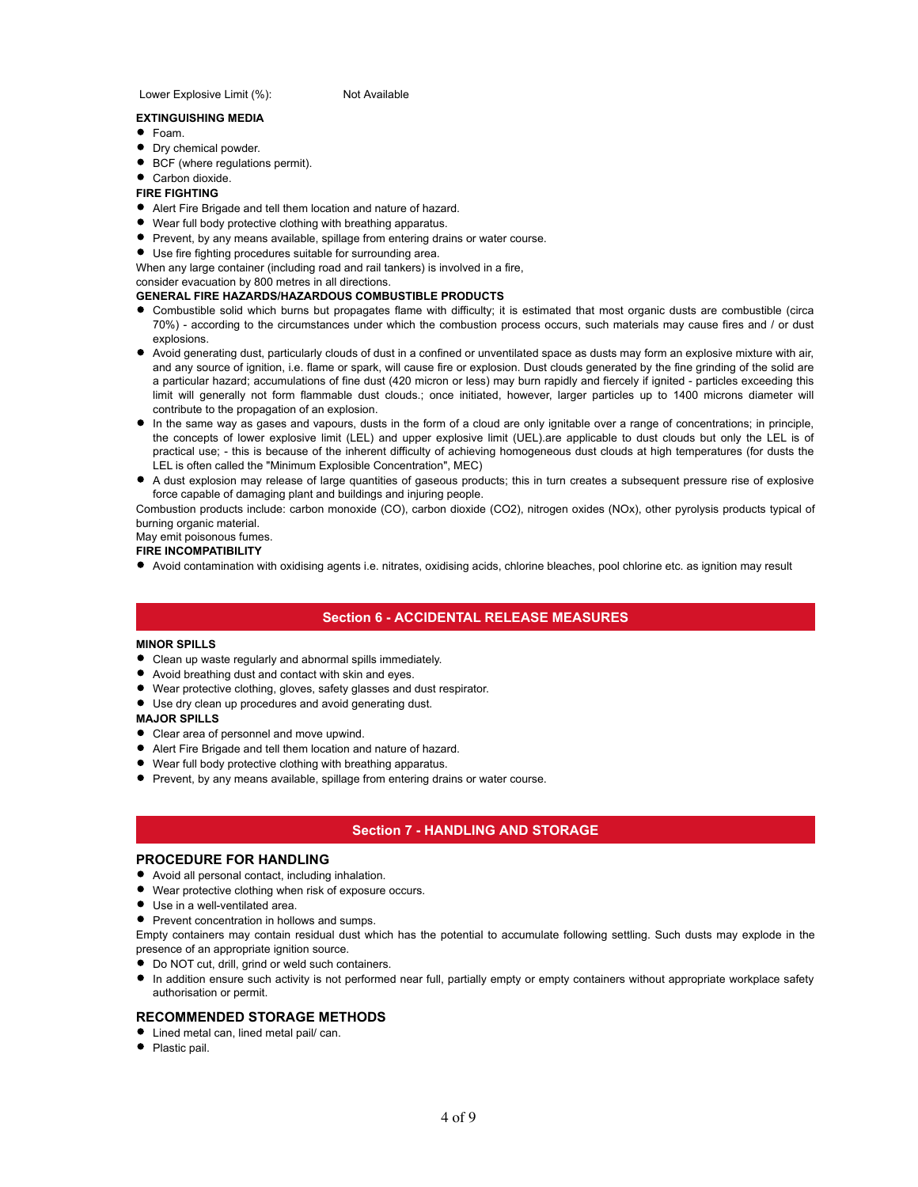Lower Explosive Limit (%): Not Available

**EXTINGUISHING MEDIA**

- Foam.
- Dry chemical powder.
- BCF (where regulations permit).
- Carbon dioxide.

**FIRE FIGHTING**

- Alert Fire Brigade and tell them location and nature of hazard.
- Wear full body protective clothing with breathing apparatus.
- Prevent, by any means available, spillage from entering drains or water course.
- Use fire fighting procedures suitable for surrounding area.

When any large container (including road and rail tankers) is involved in a fire, consider evacuation by 800 metres in all directions.

**GENERAL FIRE HAZARDS/HAZARDOUS COMBUSTIBLE PRODUCTS**

- Combustible solid which burns but propagates flame with difficulty; it is estimated that most organic dusts are combustible (circa 70%) - according to the circumstances under which the combustion process occurs, such materials may cause fires and / or dust explosions.
- Avoid generating dust, particularly clouds of dust in a confined or unventilated space as dusts may form an explosive mixture with air, and any source of ignition, i.e. flame or spark, will cause fire or explosion. Dust clouds generated by the fine grinding of the solid are a particular hazard; accumulations of fine dust (420 micron or less) may burn rapidly and fiercely if ignited - particles exceeding this limit will generally not form flammable dust clouds.; once initiated, however, larger particles up to 1400 microns diameter will contribute to the propagation of an explosion.
- In the same way as gases and vapours, dusts in the form of a cloud are only ignitable over a range of concentrations; in principle, the concepts of lower explosive limit (LEL) and upper explosive limit (UEL).are applicable to dust clouds but only the LEL is of practical use; - this is because of the inherent difficulty of achieving homogeneous dust clouds at high temperatures (for dusts the LEL is often called the "Minimum Explosible Concentration", MEC)
- A dust explosion may release of large quantities of gaseous products; this in turn creates a subsequent pressure rise of explosive force capable of damaging plant and buildings and injuring people.

Combustion products include: carbon monoxide (CO), carbon dioxide ($CO_2$), nitrogen oxides (NOx), other pyrolysis products typical of burning organic material.

May emit poisonous fumes.

**FIRE INCOMPATIBILITY**

- Avoid contamination with oxidising agents i.e. nitrates, oxidising acids, chlorine bleaches, pool chlorine etc. as ignition may result

## Section 6 - ACCIDENTAL RELEASE MEASURES

**MINOR SPILLS**

- Clean up waste regularly and abnormal spills immediately.
- Avoid breathing dust and contact with skin and eyes.
- Wear protective clothing, gloves, safety glasses and dust respirator.
- Use dry clean up procedures and avoid generating dust.

**MAJOR SPILLS**

- Clear area of personnel and move upwind.
- Alert Fire Brigade and tell them location and nature of hazard.
- Wear full body protective clothing with breathing apparatus.
- Prevent, by any means available, spillage from entering drains or water course.

## Section 7 - HANDLING AND STORAGE

### PROCEDURE FOR HANDLING

- Avoid all personal contact, including inhalation.
- Wear protective clothing when risk of exposure occurs.
- Use in a well-ventilated area.
- Prevent concentration in hollows and sumps.

Empty containers may contain residual dust which has the potential to accumulate following settling. Such dusts may explode in the presence of an appropriate ignition source.

- Do NOT cut, drill, grind or weld such containers.
- In addition ensure such activity is not performed near full, partially empty or empty containers without appropriate workplace safety authorisation or permit.

### RECOMMENDED STORAGE METHODS

- Lined metal can, lined metal pail/ can.
- Plastic pail.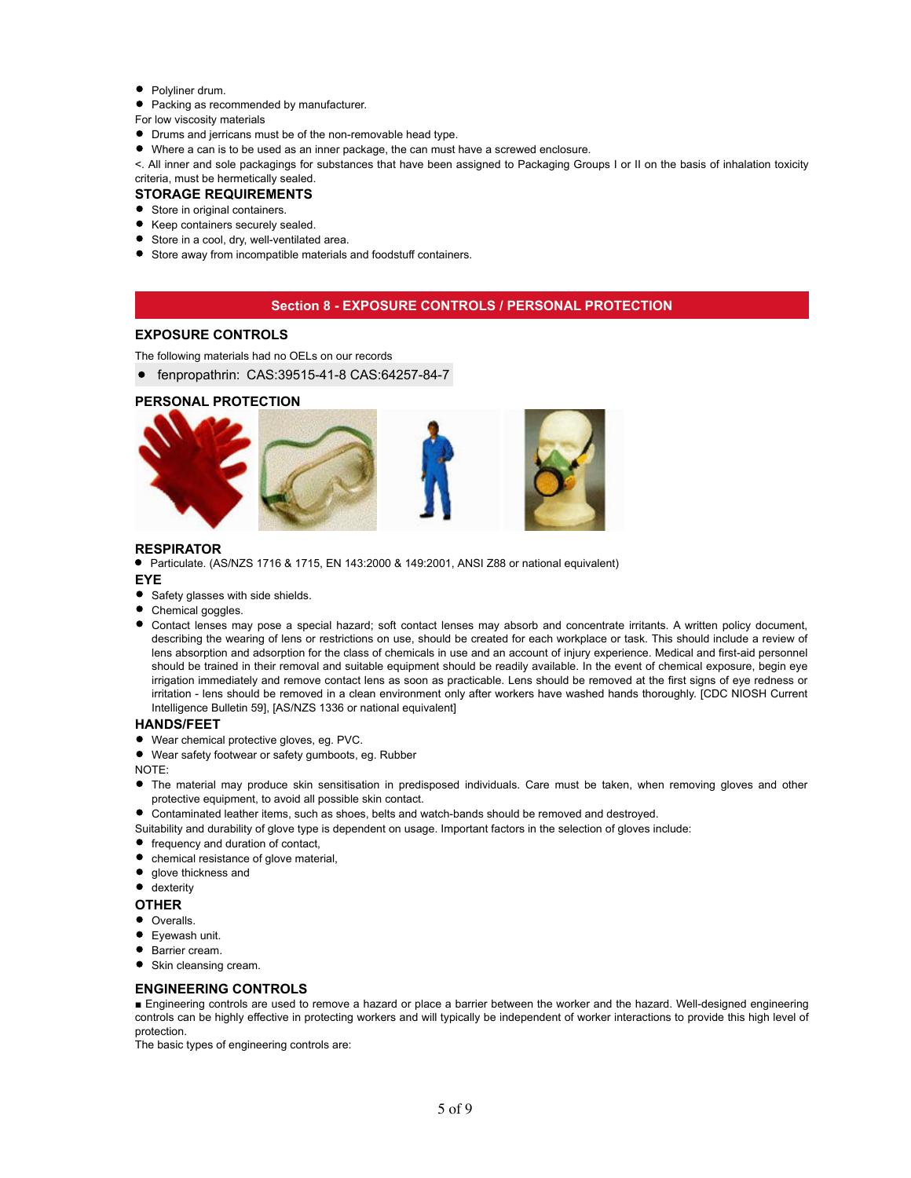- Polyliner drum.
- Packing as recommended by manufacturer.

For low viscosity materials

- Drums and jerricans must be of the non-removable head type.
- Where a can is to be used as an inner package, the can must have a screwed enclosure.

<. All inner and sole packagings for substances that have been assigned to Packaging Groups I or II on the basis of inhalation toxicity criteria, must be hermetically sealed.

### STORAGE REQUIREMENTS

- Store in original containers.
- Keep containers securely sealed.
- Store in a cool, dry, well-ventilated area.
- Store away from incompatible materials and foodstuff containers.

## Section 8 - EXPOSURE CONTROLS / PERSONAL PROTECTION

### EXPOSURE CONTROLS

The following materials had no OELs on our records

- fenpropathrin: CAS:39515-41-8 CAS:64257-84-7

### PERSONAL PROTECTION

### RESPIRATOR

- Particulate. (AS/NZS 1716 & 1715, EN 143:2000 & 149:2001, ANSI Z88 or national equivalent)

### EYE

- Safety glasses with side shields.
- Chemical goggles.
- Contact lenses may pose a special hazard; soft contact lenses may absorb and concentrate irritants. A written policy document, describing the wearing of lens or restrictions on use, should be created for each workplace or task. This should include a review of lens absorption and adsorption for the class of chemicals in use and an account of injury experience. Medical and first-aid personnel should be trained in their removal and suitable equipment should be readily available. In the event of chemical exposure, begin eye irrigation immediately and remove contact lens as soon as practicable. Lens should be removed at the first signs of eye redness or irritation - lens should be removed in a clean environment only after workers have washed hands thoroughly. [CDC NIOSH Current Intelligence Bulletin 59], [AS/NZS 1336 or national equivalent]

### HANDS/FEET

- Wear chemical protective gloves, eg. PVC.
- Wear safety footwear or safety gumboots, eg. Rubber

NOTE:

- The material may produce skin sensitisation in predisposed individuals. Care must be taken, when removing gloves and other protective equipment, to avoid all possible skin contact.
- Contaminated leather items, such as shoes, belts and watch-bands should be removed and destroyed.

Suitability and durability of glove type is dependent on usage. Important factors in the selection of gloves include:

- frequency and duration of contact,
- chemical resistance of glove material,
- glove thickness and
- dexterity

### OTHER

- Overalls.
- Eyewash unit.
- Barrier cream.
- Skin cleansing cream.

### ENGINEERING CONTROLS

■ Engineering controls are used to remove a hazard or place a barrier between the worker and the hazard. Well-designed engineering controls can be highly effective in protecting workers and will typically be independent of worker interactions to provide this high level of protection.

The basic types of engineering controls are: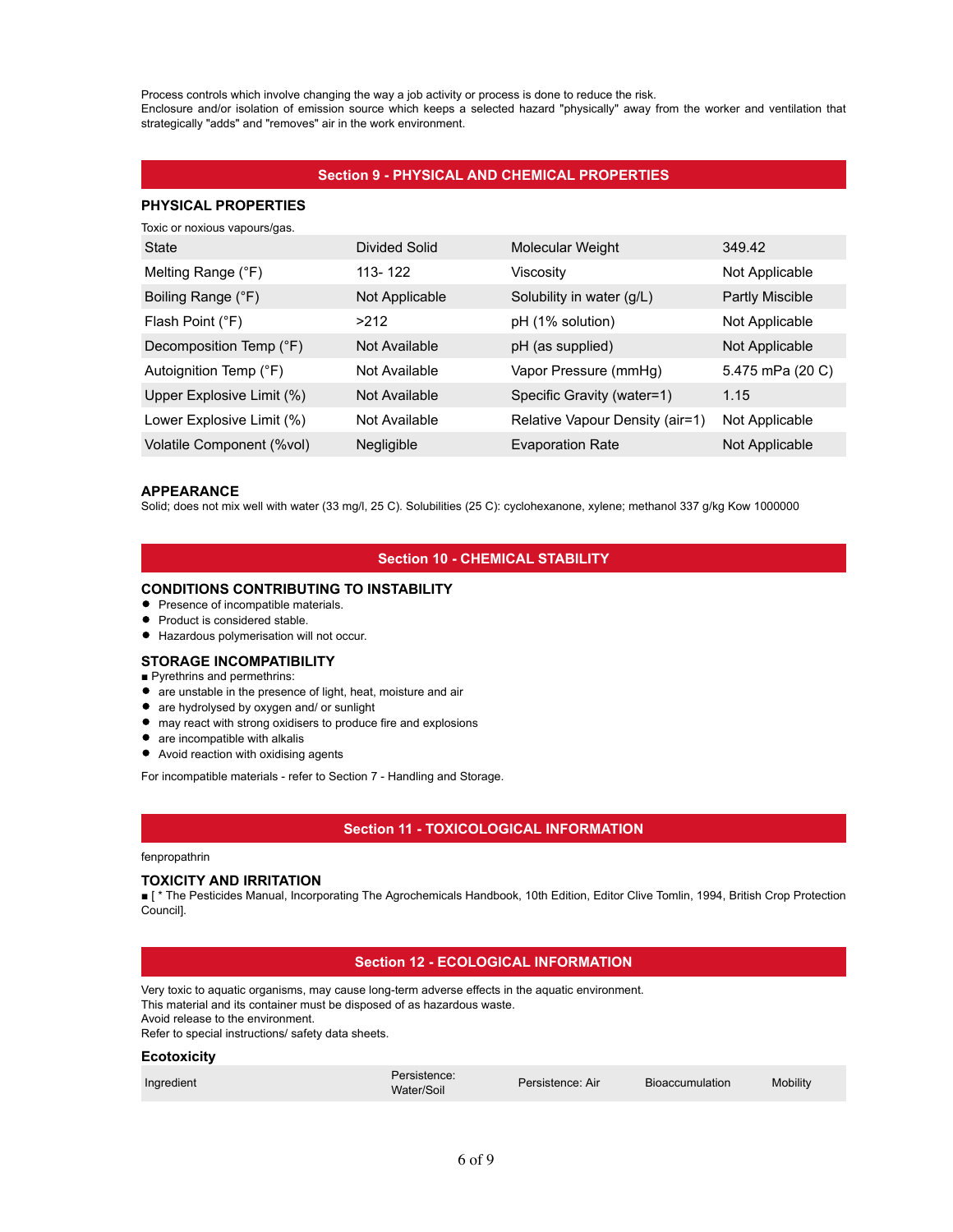Process controls which involve changing the way a job activity or process is done to reduce the risk.
Enclosure and/or isolation of emission source which keeps a selected hazard "physically" away from the worker and ventilation that strategically "adds" and "removes" air in the work environment.

## Section 9 - PHYSICAL AND CHEMICAL PROPERTIES

### PHYSICAL PROPERTIES

Toxic or noxious vapours/gas.

| | | | |
|---|---|---|---|
| State | Divided Solid | Molecular Weight | 349.42 |
| Melting Range (°F) | 113- 122 | Viscosity | Not Applicable |
| Boiling Range (°F) | Not Applicable | Solubility in water (g/L) | Partly Miscible |
| Flash Point (°F) | >212 | pH (1% solution) | Not Applicable |
| Decomposition Temp (°F) | Not Available | pH (as supplied) | Not Applicable |
| Autoignition Temp (°F) | Not Available | Vapor Pressure (mmHg) | 5.475 mPa (20 C) |
| Upper Explosive Limit (%) | Not Available | Specific Gravity (water=1) | 1.15 |
| Lower Explosive Limit (%) | Not Available | Relative Vapour Density (air=1) | Not Applicable |
| Volatile Component (%vol) | Negligible | Evaporation Rate | Not Applicable |

### APPEARANCE

Solid; does not mix well with water (33 mg/l, 25 C). Solubilities (25 C): cyclohexanone, xylene; methanol 337 g/kg Kow 1000000

## Section 10 - CHEMICAL STABILITY

### CONDITIONS CONTRIBUTING TO INSTABILITY

- Presence of incompatible materials.
- Product is considered stable.
- Hazardous polymerisation will not occur.

### STORAGE INCOMPATIBILITY

■ Pyrethrins and permethrins:

- are unstable in the presence of light, heat, moisture and air
- are hydrolysed by oxygen and/ or sunlight
- may react with strong oxidisers to produce fire and explosions
- are incompatible with alkalis
- Avoid reaction with oxidising agents

For incompatible materials - refer to Section 7 - Handling and Storage.

## Section 11 - TOXICOLOGICAL INFORMATION

fenpropathrin

### TOXICITY AND IRRITATION

■ [ * The Pesticides Manual, Incorporating The Agrochemicals Handbook, 10th Edition, Editor Clive Tomlin, 1994, British Crop Protection Council].

## Section 12 - ECOLOGICAL INFORMATION

Very toxic to aquatic organisms, may cause long-term adverse effects in the aquatic environment.
This material and its container must be disposed of as hazardous waste.
Avoid release to the environment.
Refer to special instructions/ safety data sheets.

### Ecotoxicity

| Ingredient | Persistence: Water/Soil | Persistence: Air | Bioaccumulation | Mobility |
|---|---|---|---|---|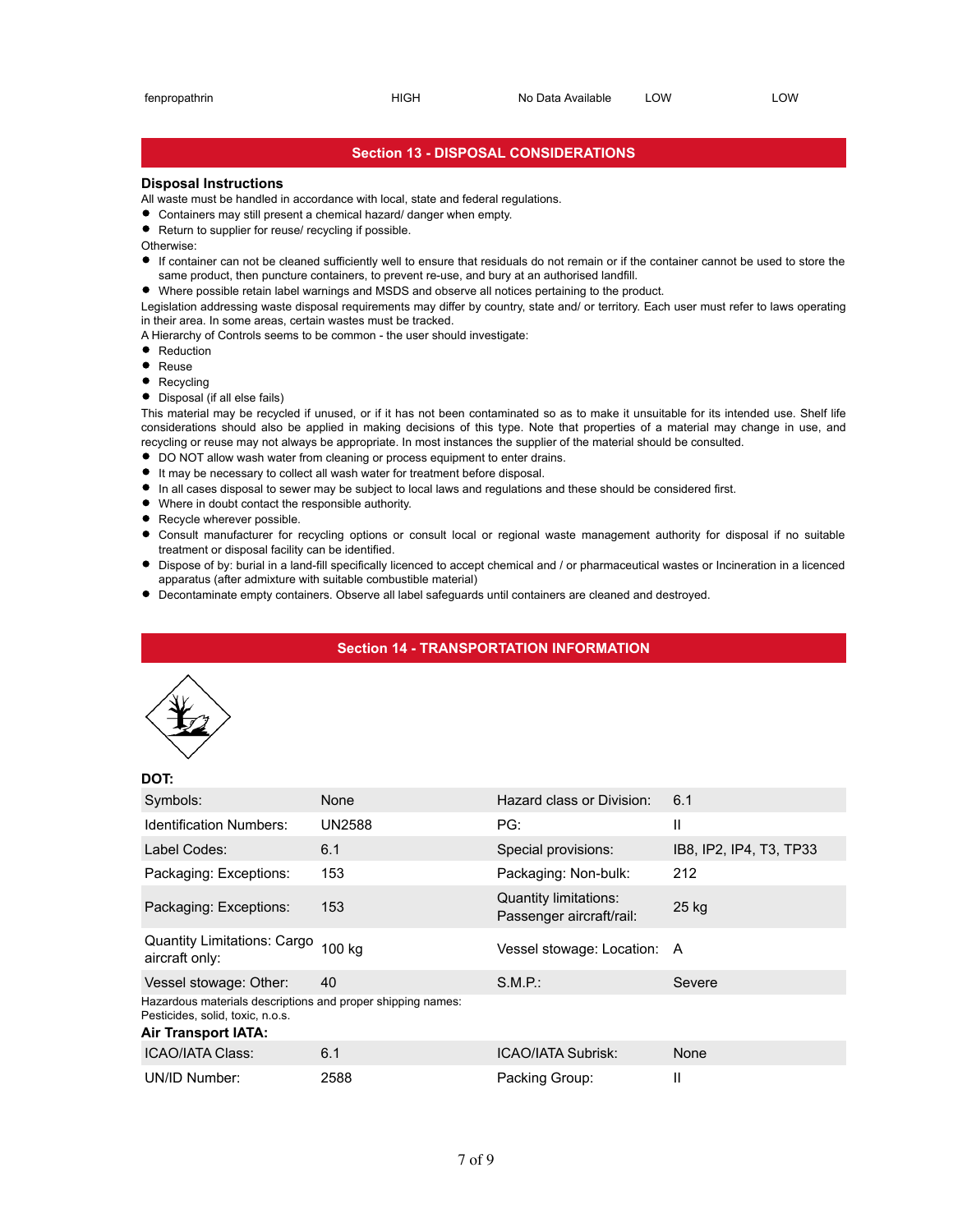| | | | | |
|---|---|---|---|---|
| fenpropathrin | HIGH | No Data Available | LOW | LOW |

## Section 13 - DISPOSAL CONSIDERATIONS

### Disposal Instructions

All waste must be handled in accordance with local, state and federal regulations.

- Containers may still present a chemical hazard/ danger when empty.
- Return to supplier for reuse/ recycling if possible.

Otherwise:

- If container can not be cleaned sufficiently well to ensure that residuals do not remain or if the container cannot be used to store the same product, then puncture containers, to prevent re-use, and bury at an authorised landfill.
- Where possible retain label warnings and MSDS and observe all notices pertaining to the product.

Legislation addressing waste disposal requirements may differ by country, state and/ or territory. Each user must refer to laws operating in their area. In some areas, certain wastes must be tracked.

A Hierarchy of Controls seems to be common - the user should investigate:

- Reduction
- Reuse
- Recycling
- Disposal (if all else fails)

This material may be recycled if unused, or if it has not been contaminated so as to make it unsuitable for its intended use. Shelf life considerations should also be applied in making decisions of this type. Note that properties of a material may change in use, and recycling or reuse may not always be appropriate. In most instances the supplier of the material should be consulted.

- DO NOT allow wash water from cleaning or process equipment to enter drains.
- It may be necessary to collect all wash water for treatment before disposal.
- In all cases disposal to sewer may be subject to local laws and regulations and these should be considered first.
- Where in doubt contact the responsible authority.
- Recycle wherever possible.
- Consult manufacturer for recycling options or consult local or regional waste management authority for disposal if no suitable treatment or disposal facility can be identified.
- Dispose of by: burial in a land-fill specifically licenced to accept chemical and / or pharmaceutical wastes or Incineration in a licenced apparatus (after admixture with suitable combustible material)
- Decontaminate empty containers. Observe all label safeguards until containers are cleaned and destroyed.

## Section 14 - TRANSPORTATION INFORMATION

**DOT:**

| | | | |
|---|---|---|---|
| Symbols: | None | Hazard class or Division: | 6.1 |
| Identification Numbers: | UN2588 | PG: | II |
| Label Codes: | 6.1 | Special provisions: | IB8, IP2, IP4, T3, TP33 |
| Packaging: Exceptions: | 153 | Packaging: Non-bulk: | 212 |
| Packaging: Exceptions: | 153 | Quantity limitations: Passenger aircraft/rail: | 25 kg |
| Quantity Limitations: Cargo aircraft only: | 100 kg | Vessel stowage: Location: | A |
| Vessel stowage: Other: | 40 | S.M.P.: | Severe |

Hazardous materials descriptions and proper shipping names:
Pesticides, solid, toxic, n.o.s.

**Air Transport IATA:**

| | | | |
|---|---|---|---|
| ICAO/IATA Class: | 6.1 | ICAO/IATA Subrisk: | None |
| UN/ID Number: | 2588 | Packing Group: | II |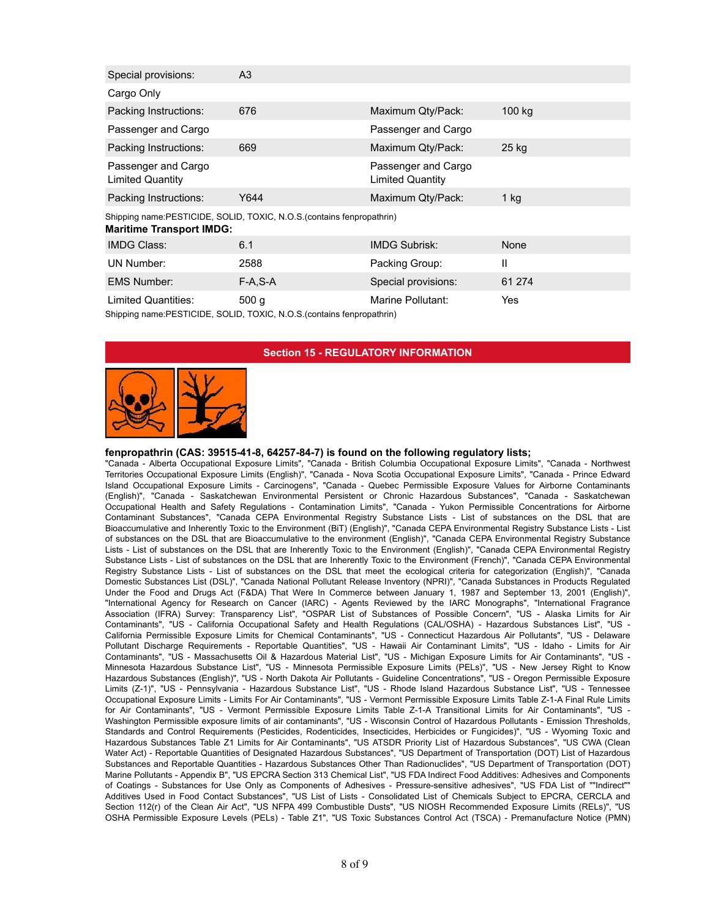| Special provisions: | A3 | | |
|---|---|---|---|
| Cargo Only | | | |
| Packing Instructions: | 676 | Maximum Qty/Pack: | 100 kg |
| Passenger and Cargo | | Passenger and Cargo | |
| Packing Instructions: | 669 | Maximum Qty/Pack: | 25 kg |
| Passenger and Cargo Limited Quantity | | Passenger and Cargo Limited Quantity | |
| Packing Instructions: | Y644 | Maximum Qty/Pack: | 1 kg |

Shipping name:PESTICIDE, SOLID, TOXIC, N.O.S.(contains fenpropathrin)

**Maritime Transport IMDG:**

| IMDG Class: | 6.1 | IMDG Subrisk: | None |
|---|---|---|---|
| UN Number: | 2588 | Packing Group: | II |
| EMS Number: | F-A,S-A | Special provisions: | 61 274 |
| Limited Quantities: | 500 g | Marine Pollutant: | Yes |

Shipping name:PESTICIDE, SOLID, TOXIC, N.O.S.(contains fenpropathrin)

## Section 15 - REGULATORY INFORMATION

**fenpropathrin (CAS: 39515-41-8, 64257-84-7) is found on the following regulatory lists;**

"Canada - Alberta Occupational Exposure Limits", "Canada - British Columbia Occupational Exposure Limits", "Canada - Northwest Territories Occupational Exposure Limits (English)", "Canada - Nova Scotia Occupational Exposure Limits", "Canada - Prince Edward Island Occupational Exposure Limits - Carcinogens", "Canada - Quebec Permissible Exposure Values for Airborne Contaminants (English)", "Canada - Saskatchewan Environmental Persistent or Chronic Hazardous Substances", "Canada - Saskatchewan Occupational Health and Safety Regulations - Contamination Limits", "Canada - Yukon Permissible Concentrations for Airborne Contaminant Substances", "Canada CEPA Environmental Registry Substance Lists - List of substances on the DSL that are Bioaccumulative and Inherently Toxic to the Environment (BiT) (English)", "Canada CEPA Environmental Registry Substance Lists - List of substances on the DSL that are Bioaccumulative to the environment (English)", "Canada CEPA Environmental Registry Substance Lists - List of substances on the DSL that are Inherently Toxic to the Environment (English)", "Canada CEPA Environmental Registry Substance Lists - List of substances on the DSL that are Inherently Toxic to the Environment (French)", "Canada CEPA Environmental Registry Substance Lists - List of substances on the DSL that meet the ecological criteria for categorization (English)", "Canada Domestic Substances List (DSL)", "Canada National Pollutant Release Inventory (NPRI)", "Canada Substances in Products Regulated Under the Food and Drugs Act (F&DA) That Were In Commerce between January 1, 1987 and September 13, 2001 (English)", "International Agency for Research on Cancer (IARC) - Agents Reviewed by the IARC Monographs", "International Fragrance Association (IFRA) Survey: Transparency List", "OSPAR List of Substances of Possible Concern", "US - Alaska Limits for Air Contaminants", "US - California Occupational Safety and Health Regulations (CAL/OSHA) - Hazardous Substances List", "US - California Permissible Exposure Limits for Chemical Contaminants", "US - Connecticut Hazardous Air Pollutants", "US - Delaware Pollutant Discharge Requirements - Reportable Quantities", "US - Hawaii Air Contaminant Limits", "US - Idaho - Limits for Air Contaminants", "US - Massachusetts Oil & Hazardous Material List", "US - Michigan Exposure Limits for Air Contaminants", "US - Minnesota Hazardous Substance List", "US - Minnesota Permissible Exposure Limits (PELs)", "US - New Jersey Right to Know Hazardous Substances (English)", "US - North Dakota Air Pollutants - Guideline Concentrations", "US - Oregon Permissible Exposure Limits (Z-1)", "US - Pennsylvania - Hazardous Substance List", "US - Rhode Island Hazardous Substance List", "US - Tennessee Occupational Exposure Limits - Limits For Air Contaminants", "US - Vermont Permissible Exposure Limits Table Z-1-A Final Rule Limits for Air Contaminants", "US - Vermont Permissible Exposure Limits Table Z-1-A Transitional Limits for Air Contaminants", "US - Washington Permissible exposure limits of air contaminants", "US - Wisconsin Control of Hazardous Pollutants - Emission Thresholds, Standards and Control Requirements (Pesticides, Rodenticides, Insecticides, Herbicides or Fungicides)", "US - Wyoming Toxic and Hazardous Substances Table Z1 Limits for Air Contaminants", "US ATSDR Priority List of Hazardous Substances", "US CWA (Clean Water Act) - Reportable Quantities of Designated Hazardous Substances", "US Department of Transportation (DOT) List of Hazardous Substances and Reportable Quantities - Hazardous Substances Other Than Radionuclides", "US Department of Transportation (DOT) Marine Pollutants - Appendix B", "US EPCRA Section 313 Chemical List", "US FDA Indirect Food Additives: Adhesives and Components of Coatings - Substances for Use Only as Components of Adhesives - Pressure-sensitive adhesives", "US FDA List of ""Indirect"" Additives Used in Food Contact Substances", "US List of Lists - Consolidated List of Chemicals Subject to EPCRA, CERCLA and Section 112(r) of the Clean Air Act", "US NFPA 499 Combustible Dusts", "US NIOSH Recommended Exposure Limits (RELs)", "US OSHA Permissible Exposure Levels (PELs) - Table Z1", "US Toxic Substances Control Act (TSCA) - Premanufacture Notice (PMN)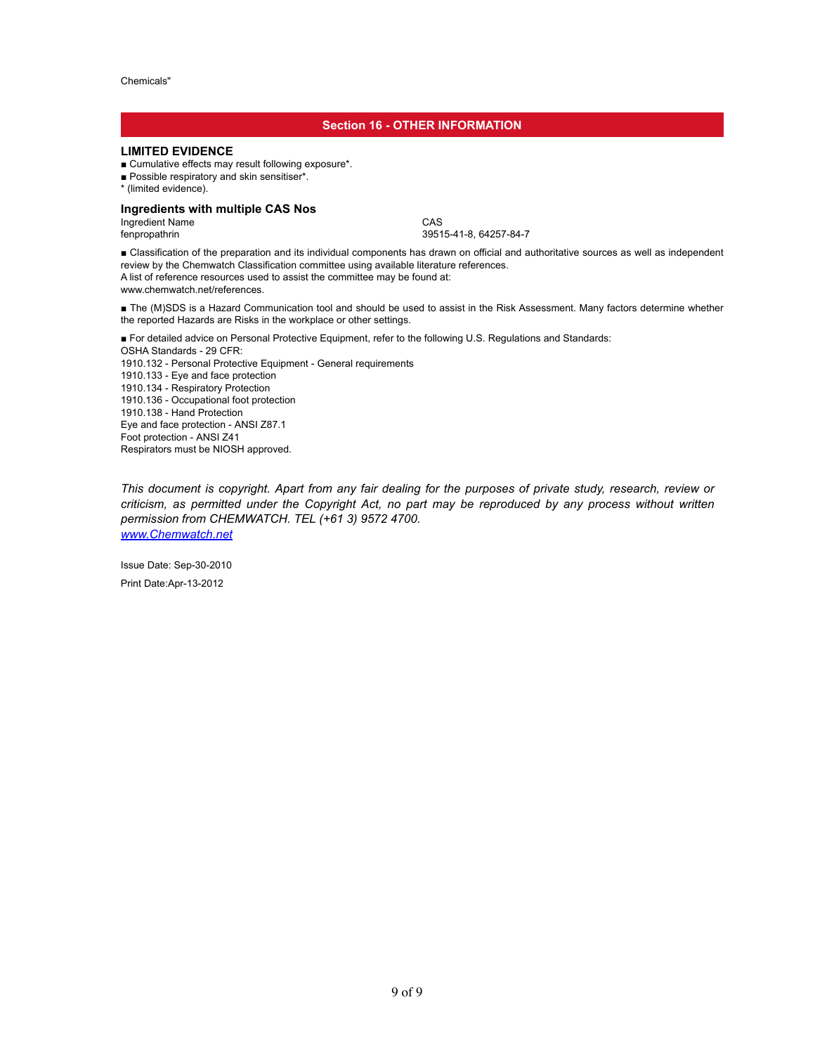Chemicals"

## Section 16 - OTHER INFORMATION

### LIMITED EVIDENCE

- ■ Cumulative effects may result following exposure*.
- ■ Possible respiratory and skin sensitiser*.

* (limited evidence).

### Ingredients with multiple CAS Nos

| Ingredient Name | CAS |
|---|---|
| fenpropathrin | 39515-41-8, 64257-84-7 |

■ Classification of the preparation and its individual components has drawn on official and authoritative sources as well as independent review by the Chemwatch Classification committee using available literature references.
A list of reference resources used to assist the committee may be found at:
www.chemwatch.net/references.

■ The (M)SDS is a Hazard Communication tool and should be used to assist in the Risk Assessment. Many factors determine whether the reported Hazards are Risks in the workplace or other settings.

■ For detailed advice on Personal Protective Equipment, refer to the following U.S. Regulations and Standards:
OSHA Standards - 29 CFR:
1910.132 - Personal Protective Equipment - General requirements
1910.133 - Eye and face protection
1910.134 - Respiratory Protection
1910.136 - Occupational foot protection
1910.138 - Hand Protection
Eye and face protection - ANSI Z87.1
Foot protection - ANSI Z41
Respirators must be NIOSH approved.

*This document is copyright. Apart from any fair dealing for the purposes of private study, research, review or criticism, as permitted under the Copyright Act, no part may be reproduced by any process without written permission from CHEMWATCH. TEL (+61 3) 9572 4700.*
[www.Chemwatch.net](http://www.Chemwatch.net)

Issue Date: Sep-30-2010

Print Date:Apr-13-2012